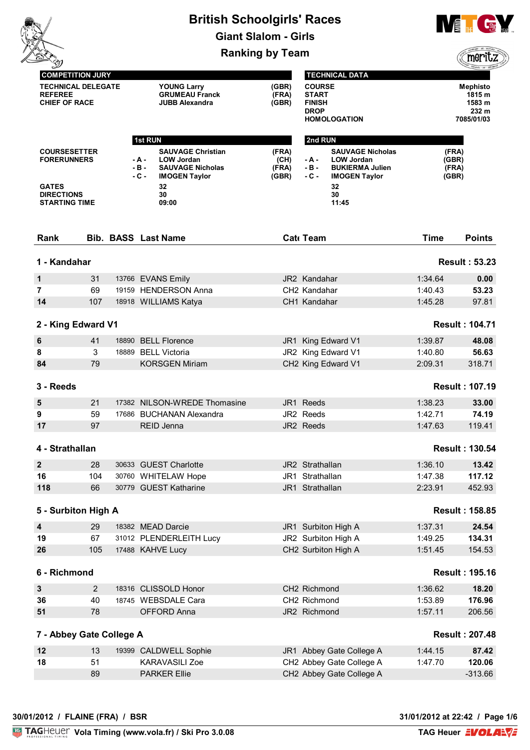# British Schoolgirls' Races

## Giant Slalom - Girls

## Ranking by Team

| COMPETITION JURY | | |
|---|---|---|
| TECHNICAL DELEGATE | YOUNG Larry | (GBR) |
| REFEREE | GRUMEAU Franck | (FRA) |
| CHIEF OF RACE | JUBB Alexandra | (GBR) |

| TECHNICAL DATA | |
|---|---|
| COURSE | Mephisto |
| START | 1815 m |
| FINISH | 1583 m |
| DROP | 232 m |
| HOMOLOGATION | 7085/01/03 |

| | | 1st RUN | | | 2nd RUN | |
|---|---|---|---|---|---|---|
| COURSESETTER | | SAUVAGE Christian | (FRA) | | SAUVAGE Nicholas | (FRA) |
| FORERUNNERS | - A - | LOW Jordan | (CH) | - A - | LOW Jordan | (GBR) |
| | - B - | SAUVAGE Nicholas | (FRA) | - B - | BUKIERMA Julien | (FRA) |
| | - C - | IMOGEN Taylor | (GBR) | - C - | IMOGEN Taylor | (GBR) |
| GATES | | 32 | | | 32 | |
| DIRECTIONS | | 30 | | | 30 | |
| STARTING TIME | | 09:00 | | | 11:45 | |

| Rank | Bib. | BASS | Last Name | Cat | Team | Time | Points |
|---|---|---|---|---|---|---|---|
| **1 - Kandahar** | | | | | | | **Result : 53.23** |
| 1 | 31 | 13766 | EVANS Emily | JR2 | Kandahar | 1:34.64 | **0.00** |
| 7 | 69 | 19159 | HENDERSON Anna | CH2 | Kandahar | 1:40.43 | **53.23** |
| 14 | 107 | 18918 | WILLIAMS Katya | CH1 | Kandahar | 1:45.28 | 97.81 |
| **2 - King Edward V1** | | | | | | | **Result : 104.71** |
| 6 | 41 | 18890 | BELL Florence | JR1 | King Edward V1 | 1:39.87 | **48.08** |
| 8 | 3 | 18889 | BELL Victoria | JR2 | King Edward V1 | 1:40.80 | **56.63** |
| 84 | 79 | | KORSGEN Miriam | CH2 | King Edward V1 | 2:09.31 | 318.71 |
| **3 - Reeds** | | | | | | | **Result : 107.19** |
| 5 | 21 | 17382 | NILSON-WREDE Thomasine | JR1 | Reeds | 1:38.23 | **33.00** |
| 9 | 59 | 17686 | BUCHANAN Alexandra | JR2 | Reeds | 1:42.71 | **74.19** |
| 17 | 97 | | REID Jenna | JR2 | Reeds | 1:47.63 | 119.41 |
| **4 - Strathallan** | | | | | | | **Result : 130.54** |
| 2 | 28 | 30633 | GUEST Charlotte | JR2 | Strathallan | 1:36.10 | **13.42** |
| 16 | 104 | 30760 | WHITELAW Hope | JR1 | Strathallan | 1:47.38 | **117.12** |
| 118 | 66 | 30779 | GUEST Katharine | JR1 | Strathallan | 2:23.91 | 452.93 |
| **5 - Surbiton High A** | | | | | | | **Result : 158.85** |
| 4 | 29 | 18382 | MEAD Darcie | JR1 | Surbiton High A | 1:37.31 | **24.54** |
| 19 | 67 | 31012 | PLENDERLEITH Lucy | JR2 | Surbiton High A | 1:49.25 | **134.31** |
| 26 | 105 | 17488 | KAHVE Lucy | CH2 | Surbiton High A | 1:51.45 | 154.53 |
| **6 - Richmond** | | | | | | | **Result : 195.16** |
| 3 | 2 | 18316 | CLISSOLD Honor | CH2 | Richmond | 1:36.62 | **18.20** |
| 36 | 40 | 18745 | WEBSDALE Cara | CH2 | Richmond | 1:53.89 | **176.96** |
| 51 | 78 | | OFFORD Anna | JR2 | Richmond | 1:57.11 | 206.56 |
| **7 - Abbey Gate College A** | | | | | | | **Result : 207.48** |
| 12 | 13 | 19399 | CALDWELL Sophie | JR1 | Abbey Gate College A | 1:44.15 | **87.42** |
| 18 | 51 | | KARAVASILI Zoe | CH2 | Abbey Gate College A | 1:47.70 | **120.06** |
| | 89 | | PARKER Ellie | CH2 | Abbey Gate College A | | -313.66 |

30/01/2012 / FLAINE (FRA) / BSR

31/01/2012 at 22:42

Vola Timing (www.vola.fr) / Ski Pro 3.0.08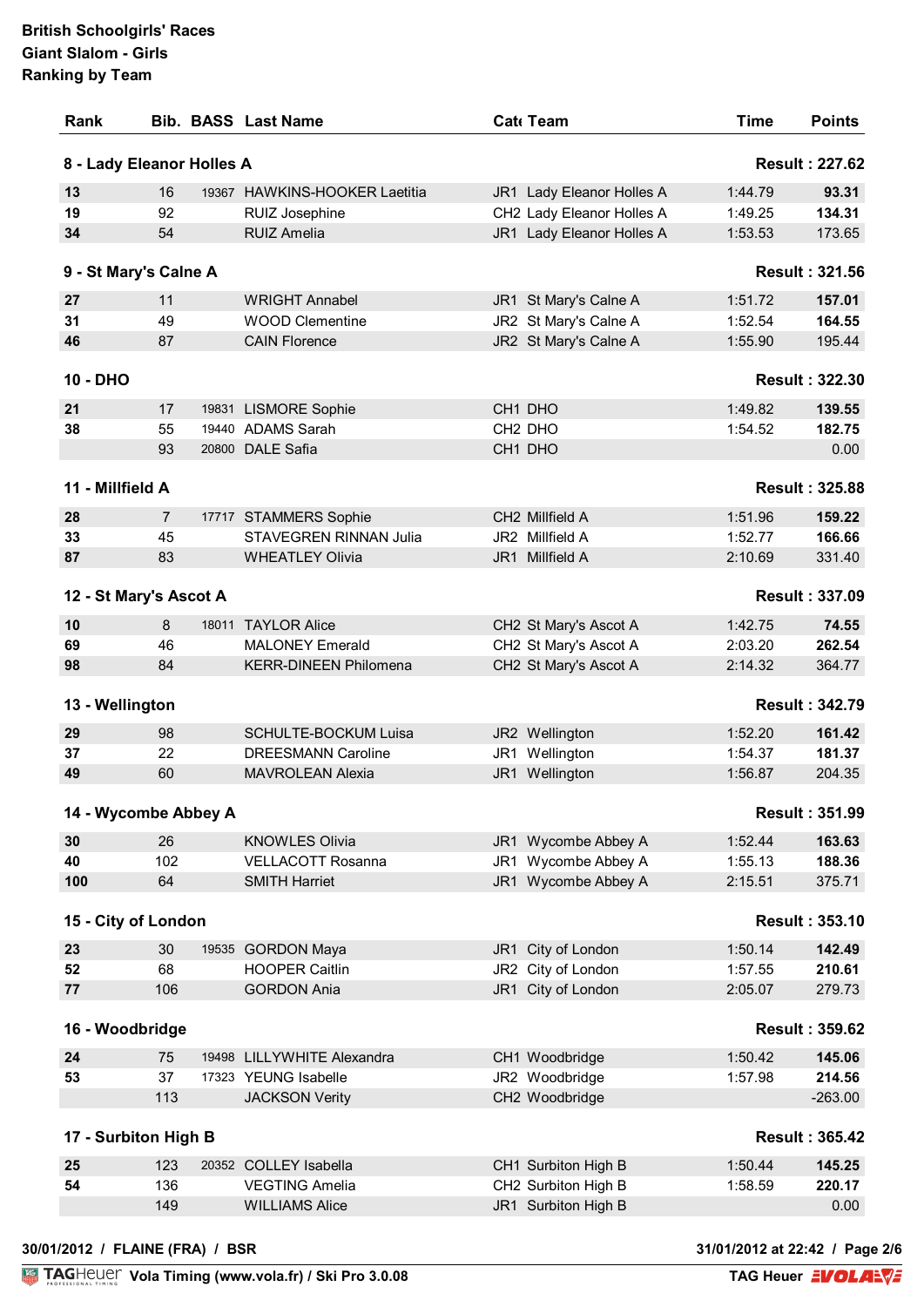**British Schoolgirls' Races**
**Giant Slalom - Girls**
**Ranking by Team**

| Rank | Bib. | BASS | Last Name | Cat | Team | Time | Points |
|---|---|---|---|---|---|---|---|
| **8 - Lady Eleanor Holles A** | | | | | | | **Result : 227.62** |
| **13** | 16 | 19367 | HAWKINS-HOOKER Laetitia | JR1 | Lady Eleanor Holles A | 1:44.79 | **93.31** |
| **19** | 92 | | RUIZ Josephine | CH2 | Lady Eleanor Holles A | 1:49.25 | **134.31** |
| **34** | 54 | | RUIZ Amelia | JR1 | Lady Eleanor Holles A | 1:53.53 | 173.65 |
| **9 - St Mary's Calne A** | | | | | | | **Result : 321.56** |
| **27** | 11 | | WRIGHT Annabel | JR1 | St Mary's Calne A | 1:51.72 | **157.01** |
| **31** | 49 | | WOOD Clementine | JR2 | St Mary's Calne A | 1:52.54 | **164.55** |
| **46** | 87 | | CAIN Florence | JR2 | St Mary's Calne A | 1:55.90 | 195.44 |
| **10 - DHO** | | | | | | | **Result : 322.30** |
| **21** | 17 | 19831 | LISMORE Sophie | CH1 | DHO | 1:49.82 | **139.55** |
| **38** | 55 | 19440 | ADAMS Sarah | CH2 | DHO | 1:54.52 | **182.75** |
| | 93 | 20800 | DALE Safia | CH1 | DHO | | 0.00 |
| **11 - Millfield A** | | | | | | | **Result : 325.88** |
| **28** | 7 | 17717 | STAMMERS Sophie | CH2 | Millfield A | 1:51.96 | **159.22** |
| **33** | 45 | | STAVEGREN RINNAN Julia | JR2 | Millfield A | 1:52.77 | **166.66** |
| **87** | 83 | | WHEATLEY Olivia | JR1 | Millfield A | 2:10.69 | 331.40 |
| **12 - St Mary's Ascot A** | | | | | | | **Result : 337.09** |
| **10** | 8 | 18011 | TAYLOR Alice | CH2 | St Mary's Ascot A | 1:42.75 | **74.55** |
| **69** | 46 | | MALONEY Emerald | CH2 | St Mary's Ascot A | 2:03.20 | **262.54** |
| **98** | 84 | | KERR-DINEEN Philomena | CH2 | St Mary's Ascot A | 2:14.32 | 364.77 |
| **13 - Wellington** | | | | | | | **Result : 342.79** |
| **29** | 98 | | SCHULTE-BOCKUM Luisa | JR2 | Wellington | 1:52.20 | **161.42** |
| **37** | 22 | | DREESMANN Caroline | JR1 | Wellington | 1:54.37 | **181.37** |
| **49** | 60 | | MAVROLEAN Alexia | JR1 | Wellington | 1:56.87 | 204.35 |
| **14 - Wycombe Abbey A** | | | | | | | **Result : 351.99** |
| **30** | 26 | | KNOWLES Olivia | JR1 | Wycombe Abbey A | 1:52.44 | **163.63** |
| **40** | 102 | | VELLACOTT Rosanna | JR1 | Wycombe Abbey A | 1:55.13 | **188.36** |
| **100** | 64 | | SMITH Harriet | JR1 | Wycombe Abbey A | 2:15.51 | 375.71 |
| **15 - City of London** | | | | | | | **Result : 353.10** |
| **23** | 30 | 19535 | GORDON Maya | JR1 | City of London | 1:50.14 | **142.49** |
| **52** | 68 | | HOOPER Caitlin | JR2 | City of London | 1:57.55 | **210.61** |
| **77** | 106 | | GORDON Ania | JR1 | City of London | 2:05.07 | 279.73 |
| **16 - Woodbridge** | | | | | | | **Result : 359.62** |
| **24** | 75 | 19498 | LILLYWHITE Alexandra | CH1 | Woodbridge | 1:50.42 | **145.06** |
| **53** | 37 | 17323 | YEUNG Isabelle | JR2 | Woodbridge | 1:57.98 | **214.56** |
| | 113 | | JACKSON Verity | CH2 | Woodbridge | | -263.00 |
| **17 - Surbiton High B** | | | | | | | **Result : 365.42** |
| **25** | 123 | 20352 | COLLEY Isabella | CH1 | Surbiton High B | 1:50.44 | **145.25** |
| **54** | 136 | | VEGTING Amelia | CH2 | Surbiton High B | 1:58.59 | **220.17** |
| | 149 | | WILLIAMS Alice | JR1 | Surbiton High B | | 0.00 |

30/01/2012 / FLAINE (FRA) / BSR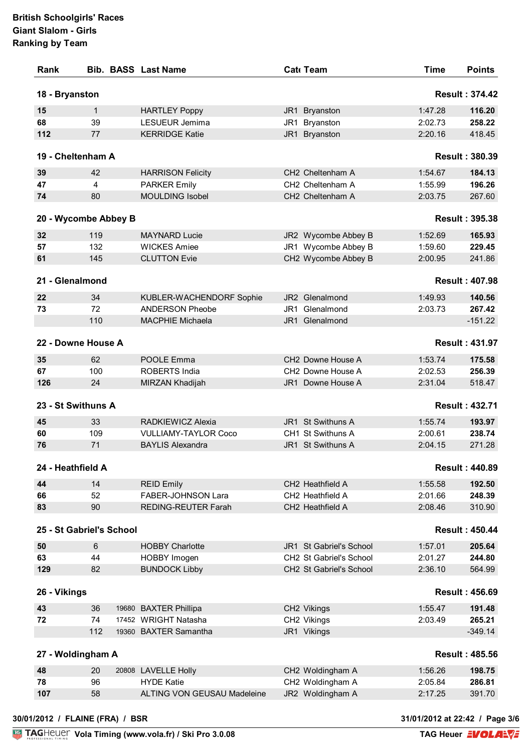**British Schoolgirls' Races**
**Giant Slalom - Girls**
**Ranking by Team**

| Rank | Bib. | BASS | Last Name | Cat | Team | Time | Points |
|---|---|---|---|---|---|---|---|
| **18 - Bryanston** | | | | | | | **Result : 374.42** |
| **15** | 1 | | HARTLEY Poppy | JR1 | Bryanston | 1:47.28 | **116.20** |
| **68** | 39 | | LESUEUR Jemima | JR1 | Bryanston | 2:02.73 | **258.22** |
| **112** | 77 | | KERRIDGE Katie | JR1 | Bryanston | 2:20.16 | 418.45 |
| **19 - Cheltenham A** | | | | | | | **Result : 380.39** |
| **39** | 42 | | HARRISON Felicity | CH2 | Cheltenham A | 1:54.67 | **184.13** |
| **47** | 4 | | PARKER Emily | CH2 | Cheltenham A | 1:55.99 | **196.26** |
| **74** | 80 | | MOULDING Isobel | CH2 | Cheltenham A | 2:03.75 | 267.60 |
| **20 - Wycombe Abbey B** | | | | | | | **Result : 395.38** |
| **32** | 119 | | MAYNARD Lucie | JR2 | Wycombe Abbey B | 1:52.69 | **165.93** |
| **57** | 132 | | WICKES Amiee | JR1 | Wycombe Abbey B | 1:59.60 | **229.45** |
| **61** | 145 | | CLUTTON Evie | CH2 | Wycombe Abbey B | 2:00.95 | 241.86 |
| **21 - Glenalmond** | | | | | | | **Result : 407.98** |
| **22** | 34 | | KUBLER-WACHENDORF Sophie | JR2 | Glenalmond | 1:49.93 | **140.56** |
| **73** | 72 | | ANDERSON Pheobe | JR1 | Glenalmond | 2:03.73 | **267.42** |
| | 110 | | MACPHIE Michaela | JR1 | Glenalmond | | -151.22 |
| **22 - Downe House A** | | | | | | | **Result : 431.97** |
| **35** | 62 | | POOLE Emma | CH2 | Downe House A | 1:53.74 | **175.58** |
| **67** | 100 | | ROBERTS India | CH2 | Downe House A | 2:02.53 | **256.39** |
| **126** | 24 | | MIRZAN Khadijah | JR1 | Downe House A | 2:31.04 | 518.47 |
| **23 - St Swithuns A** | | | | | | | **Result : 432.71** |
| **45** | 33 | | RADKIEWICZ Alexia | JR1 | St Swithuns A | 1:55.74 | **193.97** |
| **60** | 109 | | VULLIAMY-TAYLOR Coco | CH1 | St Swithuns A | 2:00.61 | **238.74** |
| **76** | 71 | | BAYLIS Alexandra | JR1 | St Swithuns A | 2:04.15 | 271.28 |
| **24 - Heathfield A** | | | | | | | **Result : 440.89** |
| **44** | 14 | | REID Emily | CH2 | Heathfield A | 1:55.58 | **192.50** |
| **66** | 52 | | FABER-JOHNSON Lara | CH2 | Heathfield A | 2:01.66 | **248.39** |
| **83** | 90 | | REDING-REUTER Farah | CH2 | Heathfield A | 2:08.46 | 310.90 |
| **25 - St Gabriel's School** | | | | | | | **Result : 450.44** |
| **50** | 6 | | HOBBY Charlotte | JR1 | St Gabriel's School | 1:57.01 | **205.64** |
| **63** | 44 | | HOBBY Imogen | CH2 | St Gabriel's School | 2:01.27 | **244.80** |
| **129** | 82 | | BUNDOCK Libby | CH2 | St Gabriel's School | 2:36.10 | 564.99 |
| **26 - Vikings** | | | | | | | **Result : 456.69** |
| **43** | 36 | 19680 | BAXTER Phillipa | CH2 | Vikings | 1:55.47 | **191.48** |
| **72** | 74 | 17452 | WRIGHT Natasha | CH2 | Vikings | 2:03.49 | **265.21** |
| | 112 | 19360 | BAXTER Samantha | JR1 | Vikings | | -349.14 |
| **27 - Woldingham A** | | | | | | | **Result : 485.56** |
| **48** | 20 | 20808 | LAVELLE Holly | CH2 | Woldingham A | 1:56.26 | **198.75** |
| **78** | 96 | | HYDE Katie | CH2 | Woldingham A | 2:05.84 | **286.81** |
| **107** | 58 | | ALTING VON GEUSAU Madeleine | JR2 | Woldingham A | 2:17.25 | 391.70 |

**30/01/2012 / FLAINE (FRA) / BSR** — **31/01/2012 at 22:42**

**Vola Timing (www.vola.fr) / Ski Pro 3.0.08** — **TAG Heuer**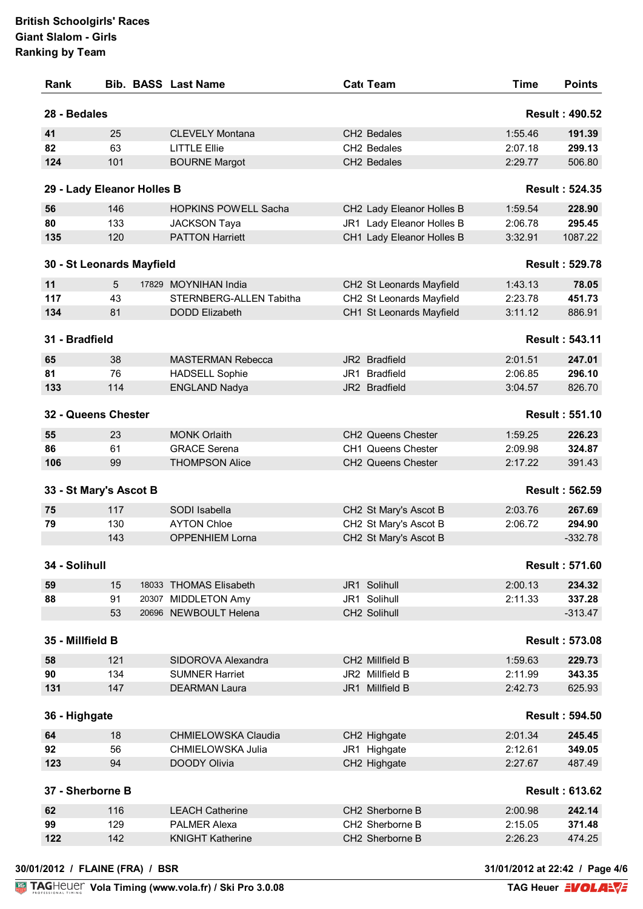**British Schoolgirls' Races**
**Giant Slalom - Girls**
**Ranking by Team**

| Rank | Bib. | BASS | Last Name | Cat | Team | Time | Points |
|---|---|---|---|---|---|---|---|
| **28 - Bedales** | | | | | | | **Result : 490.52** |
| **41** | 25 | | CLEVELY Montana | CH2 | Bedales | 1:55.46 | **191.39** |
| **82** | 63 | | LITTLE Ellie | CH2 | Bedales | 2:07.18 | **299.13** |
| **124** | 101 | | BOURNE Margot | CH2 | Bedales | 2:29.77 | 506.80 |
| **29 - Lady Eleanor Holles B** | | | | | | | **Result : 524.35** |
| **56** | 146 | | HOPKINS POWELL Sacha | CH2 | Lady Eleanor Holles B | 1:59.54 | **228.90** |
| **80** | 133 | | JACKSON Taya | JR1 | Lady Eleanor Holles B | 2:06.78 | **295.45** |
| **135** | 120 | | PATTON Harriett | CH1 | Lady Eleanor Holles B | 3:32.91 | 1087.22 |
| **30 - St Leonards Mayfield** | | | | | | | **Result : 529.78** |
| **11** | 5 | 17829 | MOYNIHAN India | CH2 | St Leonards Mayfield | 1:43.13 | **78.05** |
| **117** | 43 | | STERNBERG-ALLEN Tabitha | CH2 | St Leonards Mayfield | 2:23.78 | **451.73** |
| **134** | 81 | | DODD Elizabeth | CH1 | St Leonards Mayfield | 3:11.12 | 886.91 |
| **31 - Bradfield** | | | | | | | **Result : 543.11** |
| **65** | 38 | | MASTERMAN Rebecca | JR2 | Bradfield | 2:01.51 | **247.01** |
| **81** | 76 | | HADSELL Sophie | JR1 | Bradfield | 2:06.85 | **296.10** |
| **133** | 114 | | ENGLAND Nadya | JR2 | Bradfield | 3:04.57 | 826.70 |
| **32 - Queens Chester** | | | | | | | **Result : 551.10** |
| **55** | 23 | | MONK Orlaith | CH2 | Queens Chester | 1:59.25 | **226.23** |
| **86** | 61 | | GRACE Serena | CH1 | Queens Chester | 2:09.98 | **324.87** |
| **106** | 99 | | THOMPSON Alice | CH2 | Queens Chester | 2:17.22 | 391.43 |
| **33 - St Mary's Ascot B** | | | | | | | **Result : 562.59** |
| **75** | 117 | | SODI Isabella | CH2 | St Mary's Ascot B | 2:03.76 | **267.69** |
| **79** | 130 | | AYTON Chloe | CH2 | St Mary's Ascot B | 2:06.72 | **294.90** |
| | 143 | | OPPENHIEM Lorna | CH2 | St Mary's Ascot B | | -332.78 |
| **34 - Solihull** | | | | | | | **Result : 571.60** |
| **59** | 15 | 18033 | THOMAS Elisabeth | JR1 | Solihull | 2:00.13 | **234.32** |
| **88** | 91 | 20307 | MIDDLETON Amy | JR1 | Solihull | 2:11.33 | **337.28** |
| | 53 | 20696 | NEWBOULT Helena | CH2 | Solihull | | -313.47 |
| **35 - Millfield B** | | | | | | | **Result : 573.08** |
| **58** | 121 | | SIDOROVA Alexandra | CH2 | Millfield B | 1:59.63 | **229.73** |
| **90** | 134 | | SUMNER Harriet | JR2 | Millfield B | 2:11.99 | **343.35** |
| **131** | 147 | | DEARMAN Laura | JR1 | Millfield B | 2:42.73 | 625.93 |
| **36 - Highgate** | | | | | | | **Result : 594.50** |
| **64** | 18 | | CHMIELOWSKA Claudia | CH2 | Highgate | 2:01.34 | **245.45** |
| **92** | 56 | | CHMIELOWSKA Julia | JR1 | Highgate | 2:12.61 | **349.05** |
| **123** | 94 | | DOODY Olivia | CH2 | Highgate | 2:27.67 | 487.49 |
| **37 - Sherborne B** | | | | | | | **Result : 613.62** |
| **62** | 116 | | LEACH Catherine | CH2 | Sherborne B | 2:00.98 | **242.14** |
| **99** | 129 | | PALMER Alexa | CH2 | Sherborne B | 2:15.05 | **371.48** |
| **122** | 142 | | KNIGHT Katherine | CH2 | Sherborne B | 2:26.23 | 474.25 |

30/01/2012 / FLAINE (FRA) / BSR

31/01/2012 at 22:42

Vola Timing (www.vola.fr) / Ski Pro 3.0.08

TAG Heuer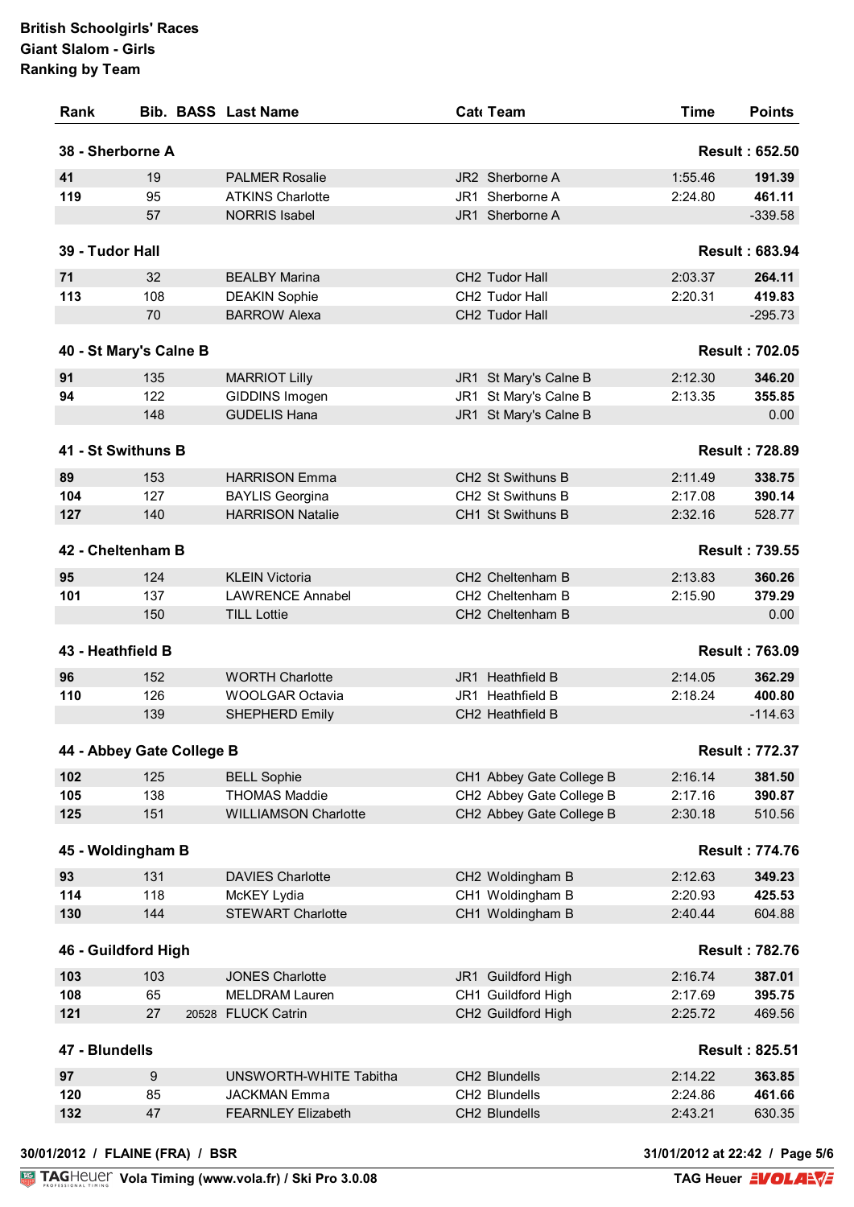**British Schoolgirls' Races**
**Giant Slalom - Girls**
**Ranking by Team**

| Rank | Bib. | BASS | Last Name | Cat | Team | Time | Points |
|---|---|---|---|---|---|---|---|
| **38 - Sherborne A** | | | | | | | **Result : 652.50** |
| **41** | 19 | | PALMER Rosalie | JR2 | Sherborne A | 1:55.46 | **191.39** |
| **119** | 95 | | ATKINS Charlotte | JR1 | Sherborne A | 2:24.80 | **461.11** |
| | 57 | | NORRIS Isabel | JR1 | Sherborne A | | -339.58 |
| **39 - Tudor Hall** | | | | | | | **Result : 683.94** |
| **71** | 32 | | BEALBY Marina | CH2 | Tudor Hall | 2:03.37 | **264.11** |
| **113** | 108 | | DEAKIN Sophie | CH2 | Tudor Hall | 2:20.31 | **419.83** |
| | 70 | | BARROW Alexa | CH2 | Tudor Hall | | -295.73 |
| **40 - St Mary's Calne B** | | | | | | | **Result : 702.05** |
| **91** | 135 | | MARRIOT Lilly | JR1 | St Mary's Calne B | 2:12.30 | **346.20** |
| **94** | 122 | | GIDDINS Imogen | JR1 | St Mary's Calne B | 2:13.35 | **355.85** |
| | 148 | | GUDELIS Hana | JR1 | St Mary's Calne B | | 0.00 |
| **41 - St Swithuns B** | | | | | | | **Result : 728.89** |
| **89** | 153 | | HARRISON Emma | CH2 | St Swithuns B | 2:11.49 | **338.75** |
| **104** | 127 | | BAYLIS Georgina | CH2 | St Swithuns B | 2:17.08 | **390.14** |
| **127** | 140 | | HARRISON Natalie | CH1 | St Swithuns B | 2:32.16 | 528.77 |
| **42 - Cheltenham B** | | | | | | | **Result : 739.55** |
| **95** | 124 | | KLEIN Victoria | CH2 | Cheltenham B | 2:13.83 | **360.26** |
| **101** | 137 | | LAWRENCE Annabel | CH2 | Cheltenham B | 2:15.90 | **379.29** |
| | 150 | | TILL Lottie | CH2 | Cheltenham B | | 0.00 |
| **43 - Heathfield B** | | | | | | | **Result : 763.09** |
| **96** | 152 | | WORTH Charlotte | JR1 | Heathfield B | 2:14.05 | **362.29** |
| **110** | 126 | | WOOLGAR Octavia | JR1 | Heathfield B | 2:18.24 | **400.80** |
| | 139 | | SHEPHERD Emily | CH2 | Heathfield B | | -114.63 |
| **44 - Abbey Gate College B** | | | | | | | **Result : 772.37** |
| **102** | 125 | | BELL Sophie | CH1 | Abbey Gate College B | 2:16.14 | **381.50** |
| **105** | 138 | | THOMAS Maddie | CH2 | Abbey Gate College B | 2:17.16 | **390.87** |
| **125** | 151 | | WILLIAMSON Charlotte | CH2 | Abbey Gate College B | 2:30.18 | 510.56 |
| **45 - Woldingham B** | | | | | | | **Result : 774.76** |
| **93** | 131 | | DAVIES Charlotte | CH2 | Woldingham B | 2:12.63 | **349.23** |
| **114** | 118 | | McKEY Lydia | CH1 | Woldingham B | 2:20.93 | **425.53** |
| **130** | 144 | | STEWART Charlotte | CH1 | Woldingham B | 2:40.44 | 604.88 |
| **46 - Guildford High** | | | | | | | **Result : 782.76** |
| **103** | 103 | | JONES Charlotte | JR1 | Guildford High | 2:16.74 | **387.01** |
| **108** | 65 | | MELDRAM Lauren | CH1 | Guildford High | 2:17.69 | **395.75** |
| **121** | 27 | 20528 | FLUCK Catrin | CH2 | Guildford High | 2:25.72 | 469.56 |
| **47 - Blundells** | | | | | | | **Result : 825.51** |
| **97** | 9 | | UNSWORTH-WHITE Tabitha | CH2 | Blundells | 2:14.22 | **363.85** |
| **120** | 85 | | JACKMAN Emma | CH2 | Blundells | 2:24.86 | **461.66** |
| **132** | 47 | | FEARNLEY Elizabeth | CH2 | Blundells | 2:43.21 | 630.35 |

30/01/2012 / FLAINE (FRA) / BSR

31/01/2012 at 22:42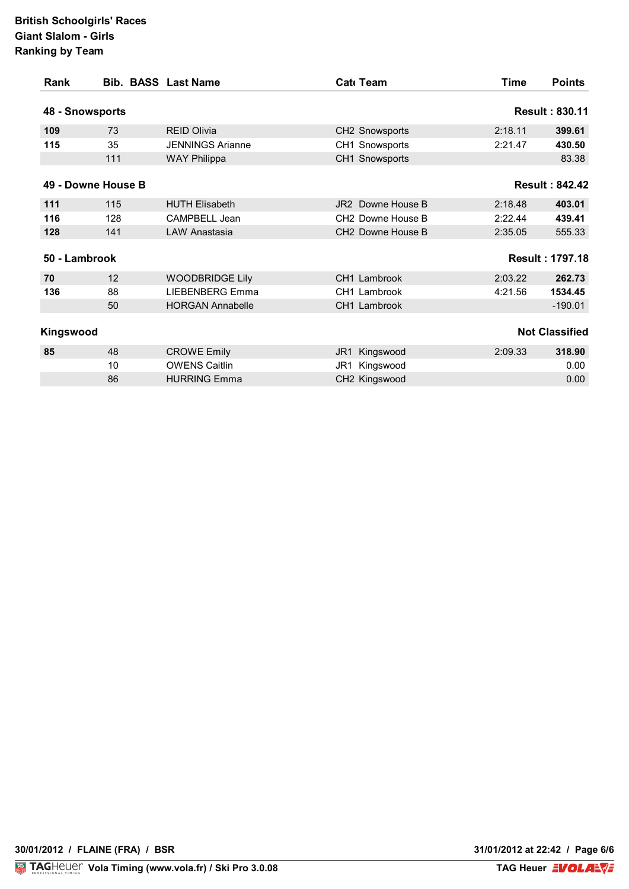**British Schoolgirls' Races**
**Giant Slalom - Girls**
**Ranking by Team**

| Rank | Bib. | BASS | Last Name | Cat | Team | Time | Points |
|---|---|---|---|---|---|---|---|
| **48 - Snowsports** | | | | | | | **Result : 830.11** |
| **109** | 73 | | REID Olivia | CH2 | Snowsports | 2:18.11 | **399.61** |
| **115** | 35 | | JENNINGS Arianne | CH1 | Snowsports | 2:21.47 | **430.50** |
| | 111 | | WAY Philippa | CH1 | Snowsports | | 83.38 |
| **49 - Downe House B** | | | | | | | **Result : 842.42** |
| **111** | 115 | | HUTH Elisabeth | JR2 | Downe House B | 2:18.48 | **403.01** |
| **116** | 128 | | CAMPBELL Jean | CH2 | Downe House B | 2:22.44 | **439.41** |
| **128** | 141 | | LAW Anastasia | CH2 | Downe House B | 2:35.05 | 555.33 |
| **50 - Lambrook** | | | | | | | **Result : 1797.18** |
| **70** | 12 | | WOODBRIDGE Lily | CH1 | Lambrook | 2:03.22 | **262.73** |
| **136** | 88 | | LIEBENBERG Emma | CH1 | Lambrook | 4:21.56 | **1534.45** |
| | 50 | | HORGAN Annabelle | CH1 | Lambrook | | -190.01 |
| **Kingswood** | | | | | | | **Not Classified** |
| **85** | 48 | | CROWE Emily | JR1 | Kingswood | 2:09.33 | **318.90** |
| | 10 | | OWENS Caitlin | JR1 | Kingswood | | 0.00 |
| | 86 | | HURRING Emma | CH2 | Kingswood | | 0.00 |

30/01/2012 / FLAINE (FRA) / BSR

31/01/2012 at 22:42

TAG Heuer Vola Timing (www.vola.fr) / Ski Pro 3.0.08